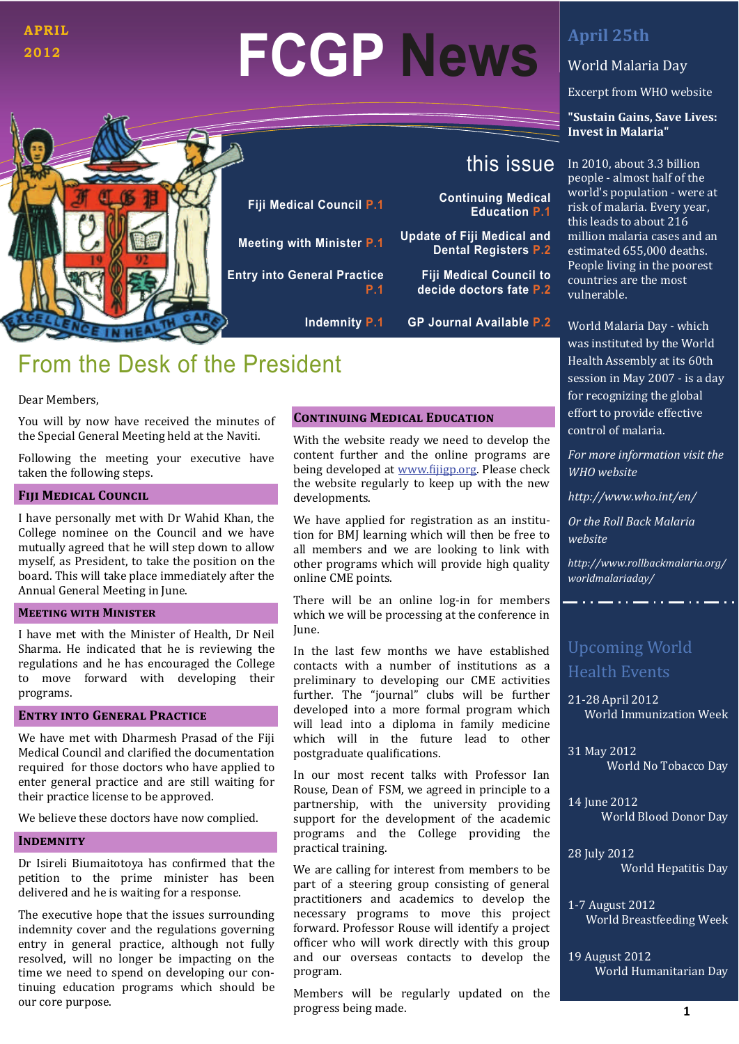APRIL 2012

# FCGP News

## this issue

- Fiji Medical Council P.1
- Meeting with Minister P.1
- Entry into General Practice P.1
- Indemnity P.1
- Continuing Medical Education P.1
- Update of Fiji Medical and Dental Registers P.2
- Fiji Medical Council to decide doctors fate P.2
- GP Journal Available P.2

## From the Desk of the President

Dear Members,

You will by now have received the minutes of the Special General Meeting held at the Naviti.

Following the meeting your executive have taken the following steps.

### Fiji Medical Council

I have personally met with Dr Wahid Khan, the College nominee on the Council and we have mutually agreed that he will step down to allow myself, as President, to take the position on the board. This will take place immediately after the Annual General Meeting in June.

### Meeting with Minister

I have met with the Minister of Health, Dr Neil Sharma. He indicated that he is reviewing the regulations and he has encouraged the College to move forward with developing their programs.

### Entry into General Practice

We have met with Dharmesh Prasad of the Fiji Medical Council and clarified the documentation required for those doctors who have applied to enter general practice and are still waiting for their practice license to be approved.

We believe these doctors have now complied.

### Indemnity

Dr Isireli Biumaitotoya has confirmed that the petition to the prime minister has been delivered and he is waiting for a response.

The executive hope that the issues surrounding indemnity cover and the regulations governing entry in general practice, although not fully resolved, will no longer be impacting on the time we need to spend on developing our continuing education programs which should be our core purpose.

### Continuing Medical Education

With the website ready we need to develop the content further and the online programs are being developed at www.fijigp.org. Please check the website regularly to keep up with the new developments.

We have applied for registration as an institution for BMJ learning which will then be free to all members and we are looking to link with other programs which will provide high quality online CME points.

There will be an online log-in for members which we will be processing at the conference in June.

In the last few months we have established contacts with a number of institutions as a preliminary to developing our CME activities further. The "journal" clubs will be further developed into a more formal program which will lead into a diploma in family medicine which will in the future lead to other postgraduate qualifications.

In our most recent talks with Professor Ian Rouse, Dean of FSM, we agreed in principle to a partnership, with the university providing support for the development of the academic programs and the College providing the practical training.

We are calling for interest from members to be part of a steering group consisting of general practitioners and academics to develop the necessary programs to move this project forward. Professor Rouse will identify a project officer who will work directly with this group and our overseas contacts to develop the program.

Members will be regularly updated on the progress being made.

## April 25th

World Malaria Day

Excerpt from WHO website

**"Sustain Gains, Save Lives: Invest in Malaria"**

In 2010, about 3.3 billion people - almost half of the world's population - were at risk of malaria. Every year, this leads to about 216 million malaria cases and an estimated 655,000 deaths. People living in the poorest countries are the most vulnerable.

World Malaria Day - which was instituted by the World Health Assembly at its 60th session in May 2007 - is a day for recognizing the global effort to provide effective control of malaria.

*For more information visit the WHO website*

*http://www.who.int/en/*

*Or the Roll Back Malaria website*

*http://www.rollbackmalaria.org/worldmalariaday/*

## Upcoming World Health Events

- 21-28 April 2012 — World Immunization Week
- 31 May 2012 — World No Tobacco Day
- 14 June 2012 — World Blood Donor Day
- 28 July 2012 — World Hepatitis Day
- 1-7 August 2012 — World Breastfeeding Week
- 19 August 2012 — World Humanitarian Day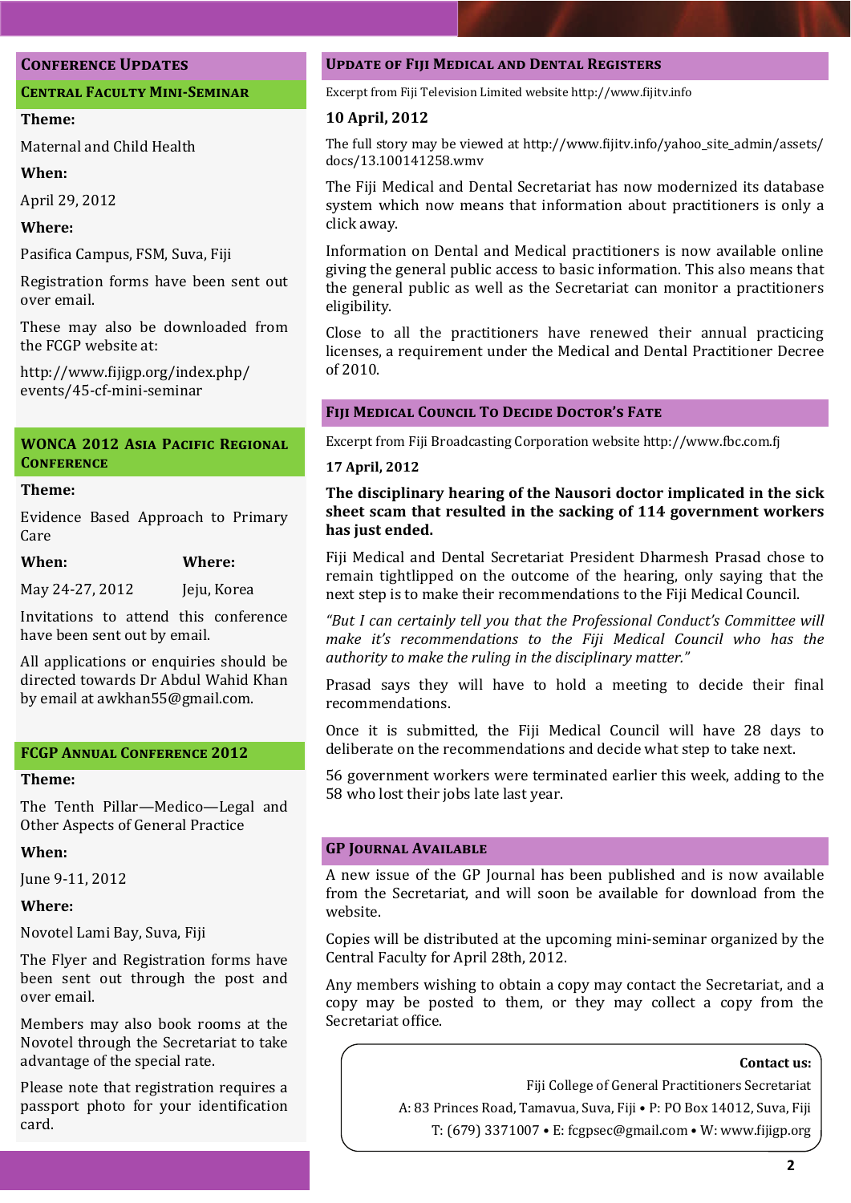## Conference Updates

### Central Faculty Mini-Seminar

**Theme:**

Maternal and Child Health

**When:**

April 29, 2012

**Where:**

Pasifica Campus, FSM, Suva, Fiji

Registration forms have been sent out over email.

These may also be downloaded from the FCGP website at:

http://www.fijigp.org/index.php/events/45-cf-mini-seminar

### WONCA 2012 Asia Pacific Regional Conference

**Theme:**

Evidence Based Approach to Primary Care

**When:** May 24-27, 2012

**Where:** Jeju, Korea

Invitations to attend this conference have been sent out by email.

All applications or enquiries should be directed towards Dr Abdul Wahid Khan by email at awkhan55@gmail.com.

### FCGP Annual Conference 2012

**Theme:**

The Tenth Pillar—Medico—Legal and Other Aspects of General Practice

**When:**

June 9-11, 2012

**Where:**

Novotel Lami Bay, Suva, Fiji

The Flyer and Registration forms have been sent out through the post and over email.

Members may also book rooms at the Novotel through the Secretariat to take advantage of the special rate.

Please note that registration requires a passport photo for your identification card.

## Update of Fiji Medical and Dental Registers

Excerpt from Fiji Television Limited website http://www.fijitv.info

**10 April, 2012**

The full story may be viewed at http://www.fijitv.info/yahoo_site_admin/assets/docs/13.100141258.wmv

The Fiji Medical and Dental Secretariat has now modernized its database system which now means that information about practitioners is only a click away.

Information on Dental and Medical practitioners is now available online giving the general public access to basic information. This also means that the general public as well as the Secretariat can monitor a practitioners eligibility.

Close to all the practitioners have renewed their annual practicing licenses, a requirement under the Medical and Dental Practitioner Decree of 2010.

## Fiji Medical Council To Decide Doctor's Fate

Excerpt from Fiji Broadcasting Corporation website http://www.fbc.com.fj

**17 April, 2012**

**The disciplinary hearing of the Nausori doctor implicated in the sick sheet scam that resulted in the sacking of 114 government workers has just ended.**

Fiji Medical and Dental Secretariat President Dharmesh Prasad chose to remain tightlipped on the outcome of the hearing, only saying that the next step is to make their recommendations to the Fiji Medical Council.

*"But I can certainly tell you that the Professional Conduct's Committee will make it's recommendations to the Fiji Medical Council who has the authority to make the ruling in the disciplinary matter."*

Prasad says they will have to hold a meeting to decide their final recommendations.

Once it is submitted, the Fiji Medical Council will have 28 days to deliberate on the recommendations and decide what step to take next.

56 government workers were terminated earlier this week, adding to the 58 who lost their jobs late last year.

## GP Journal Available

A new issue of the GP Journal has been published and is now available from the Secretariat, and will soon be available for download from the website.

Copies will be distributed at the upcoming mini-seminar organized by the Central Faculty for April 28th, 2012.

Any members wishing to obtain a copy may contact the Secretariat, and a copy may be posted to them, or they may collect a copy from the Secretariat office.

**Contact us:**

Fiji College of General Practitioners Secretariat

A: 83 Princes Road, Tamavua, Suva, Fiji • P: PO Box 14012, Suva, Fiji

T: (679) 3371007 • E: fcgpsec@gmail.com • W: www.fijigp.org